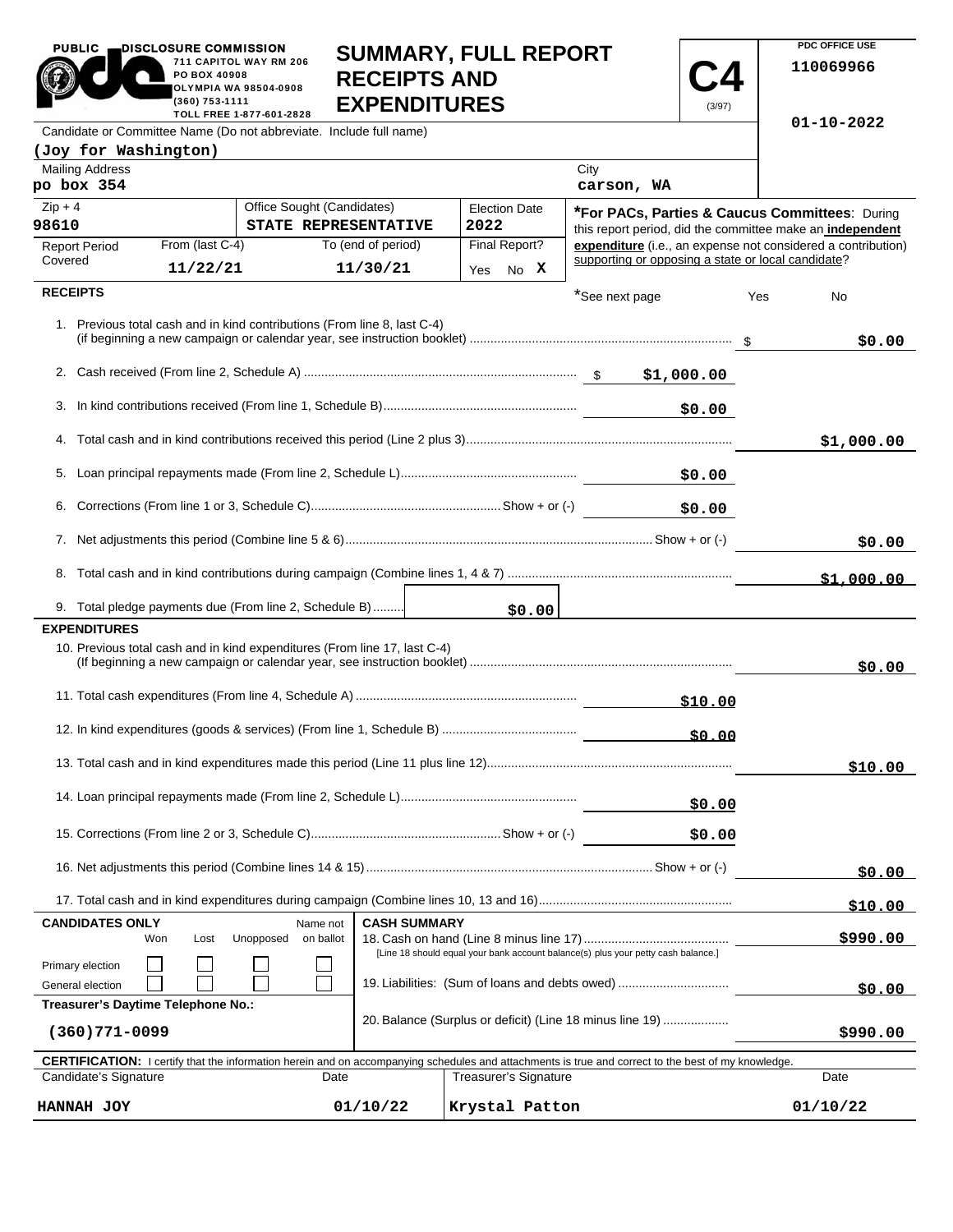PUBLIC DISCLOSURE COMMISSION
711 CAPITOL WAY RM 206
PO BOX 40908
OLYMPIA WA 98504-0908
(360) 753-1111
TOLL FREE 1-877-601-2828

# SUMMARY, FULL REPORT RECEIPTS AND EXPENDITURES

**C4** (3/97)

PDC OFFICE USE
110069966
01-10-2022

Candidate or Committee Name (Do not abbreviate. Include full name)
**(Joy for Washington)**

| Mailing Address | City |
|---|---|
| po box 354 | carson, WA |

| Zip + 4 | Office Sought (Candidates) | Election Date |
|---|---|---|
| 98610 | STATE REPRESENTATIVE | 2022 |

| Report Period Covered | From (last C-4) | To (end of period) | Final Report? |
|---|---|---|---|
| | 11/22/21 | 11/30/21 | Yes No X |

***For PACs, Parties & Caucus Committees**: During this report period, did the committee make an **independent expenditure** (i.e., an expense not considered a contribution) supporting or opposing a state or local candidate?

## RECEIPTS

*See next page Yes No

| Line | Description | Amount | Total |
|---|---|---|---|
| 1. | Previous total cash and in kind contributions (From line 8, last C-4) (if beginning a new campaign or calendar year, see instruction booklet) | | $0.00 |
| 2. | Cash received (From line 2, Schedule A) | $1,000.00 | |
| 3. | In kind contributions received (From line 1, Schedule B) | $0.00 | |
| 4. | Total cash and in kind contributions received this period (Line 2 plus 3) | | $1,000.00 |
| 5. | Loan principal repayments made (From line 2, Schedule L) | $0.00 | |
| 6. | Corrections (From line 1 or 3, Schedule C) Show + or (-) | $0.00 | |
| 7. | Net adjustments this period (Combine line 5 & 6) Show + or (-) | | $0.00 |
| 8. | Total cash and in kind contributions during campaign (Combine lines 1, 4 & 7) | | $1,000.00 |
| 9. | Total pledge payments due (From line 2, Schedule B) | $0.00 | |

## EXPENDITURES

| Line | Description | Amount | Total |
|---|---|---|---|
| 10. | Previous total cash and in kind expenditures (From line 17, last C-4) (If beginning a new campaign or calendar year, see instruction booklet) | | $0.00 |
| 11. | Total cash expenditures (From line 4, Schedule A) | $10.00 | |
| 12. | In kind expenditures (goods & services) (From line 1, Schedule B) | $0.00 | |
| 13. | Total cash and in kind expenditures made this period (Line 11 plus line 12) | | $10.00 |
| 14. | Loan principal repayments made (From line 2, Schedule L) | $0.00 | |
| 15. | Corrections (From line 2 or 3, Schedule C) Show + or (-) | $0.00 | |
| 16. | Net adjustments this period (Combine lines 14 & 15) Show + or (-) | | $0.00 |
| 17. | Total cash and in kind expenditures during campaign (Combine lines 10, 13 and 16) | | $10.00 |

**CANDIDATES ONLY**

| | Won | Lost | Unopposed | Name not on ballot |
|---|---|---|---|---|
| Primary election | ☐ | ☐ | ☐ | ☐ |
| General election | ☐ | ☐ | ☐ | ☐ |

**Treasurer's Daytime Telephone No.:** (360)771-0099

**CASH SUMMARY**

| Line | Description | Amount |
|---|---|---|
| 18. | Cash on hand (Line 8 minus line 17) [Line 18 should equal your bank account balance(s) plus your petty cash balance.] | $990.00 |
| 19. | Liabilities: (Sum of loans and debts owed) | $0.00 |
| 20. | Balance (Surplus or deficit) (Line 18 minus line 19) | $990.00 |

**CERTIFICATION:** I certify that the information herein and on accompanying schedules and attachments is true and correct to the best of my knowledge.

| Candidate's Signature | Date | Treasurer's Signature | Date |
|---|---|---|---|
| HANNAH JOY | 01/10/22 | Krystal Patton | 01/10/22 |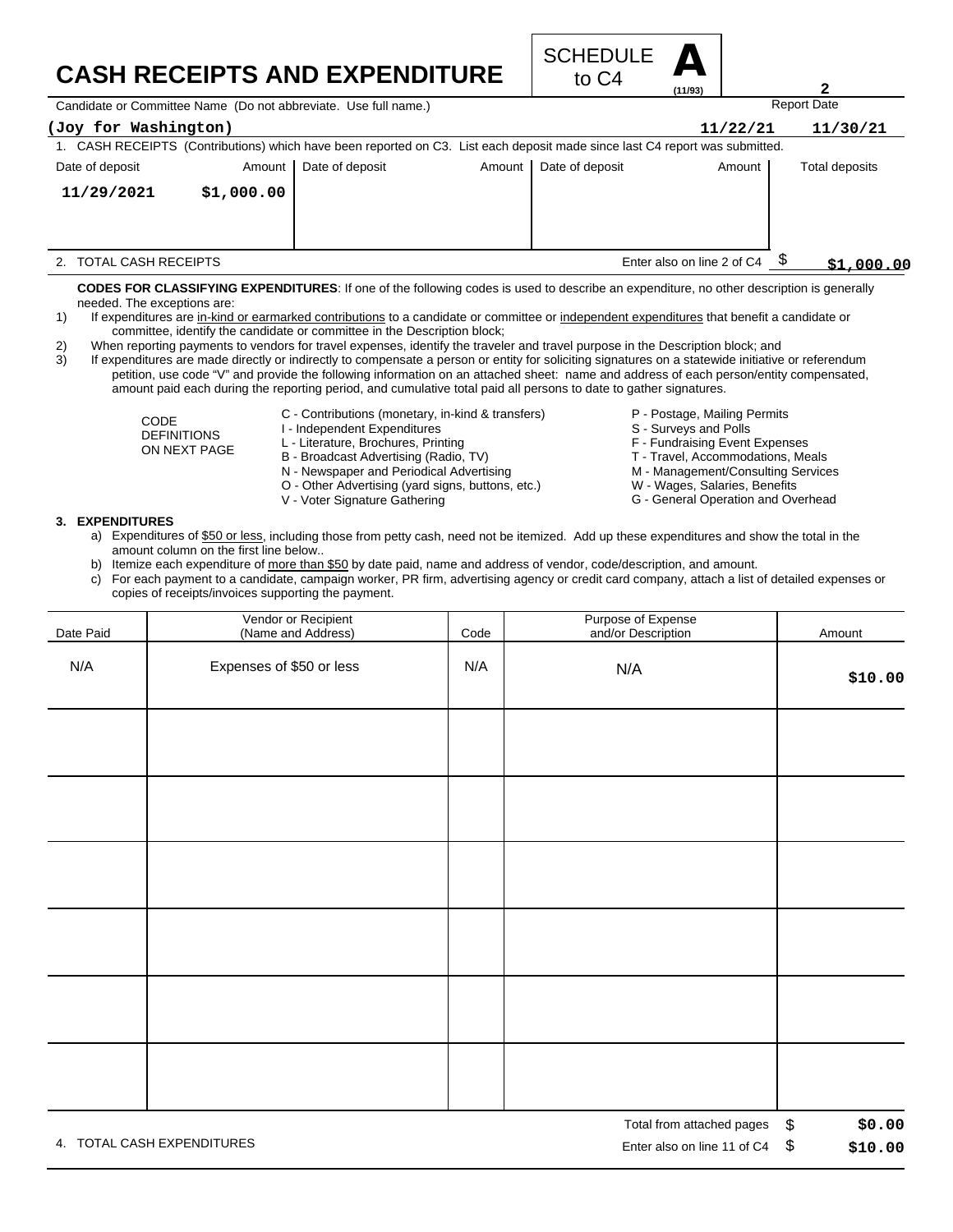# CASH RECEIPTS AND EXPENDITURE

SCHEDULE A to C4 (11/93)

Candidate or Committee Name (Do not abbreviate. Use full name.)

(Joy for Washington)

Report Date: 11/22/21 11/30/21

1. CASH RECEIPTS (Contributions) which have been reported on C3. List each deposit made since last C4 report was submitted.

| Date of deposit | Amount | Date of deposit | Amount | Date of deposit | Amount | Total deposits |
|---|---|---|---|---|---|---|
| 11/29/2021 | $1,000.00 | | | | | |

2. TOTAL CASH RECEIPTS — Enter also on line 2 of C4 $ **$1,000.00**

**CODES FOR CLASSIFYING EXPENDITURES**: If one of the following codes is used to describe an expenditure, no other description is generally needed. The exceptions are:

1) If expenditures are in-kind or earmarked contributions to a candidate or committee or independent expenditures that benefit a candidate or committee, identify the candidate or committee in the Description block;
2) When reporting payments to vendors for travel expenses, identify the traveler and travel purpose in the Description block; and
3) If expenditures are made directly or indirectly to compensate a person or entity for soliciting signatures on a statewide initiative or referendum petition, use code "V" and provide the following information on an attached sheet: name and address of each person/entity compensated, amount paid each during the reporting period, and cumulative total paid all persons to date to gather signatures.

CODE DEFINITIONS ON NEXT PAGE

- C - Contributions (monetary, in-kind & transfers)
- I - Independent Expenditures
- L - Literature, Brochures, Printing
- B - Broadcast Advertising (Radio, TV)
- N - Newspaper and Periodical Advertising
- O - Other Advertising (yard signs, buttons, etc.)
- V - Voter Signature Gathering
- P - Postage, Mailing Permits
- S - Surveys and Polls
- F - Fundraising Event Expenses
- T - Travel, Accommodations, Meals
- M - Management/Consulting Services
- W - Wages, Salaries, Benefits
- G - General Operation and Overhead

**3. EXPENDITURES**

a) Expenditures of $50 or less, including those from petty cash, need not be itemized. Add up these expenditures and show the total in the amount column on the first line below..
b) Itemize each expenditure of more than $50 by date paid, name and address of vendor, code/description, and amount.
c) For each payment to a candidate, campaign worker, PR firm, advertising agency or credit card company, attach a list of detailed expenses or copies of receipts/invoices supporting the payment.

| Date Paid | Vendor or Recipient (Name and Address) | Code | Purpose of Expense and/or Description | Amount |
|---|---|---|---|---|
| N/A | Expenses of $50 or less | N/A | N/A | $10.00 |
| | | | | |
| | | | | |
| | | | | |
| | | | | |
| | | | | |
| | | | | |

Total from attached pages $ **$0.00**

4. TOTAL CASH EXPENDITURES — Enter also on line 11 of C4 $ **$10.00**